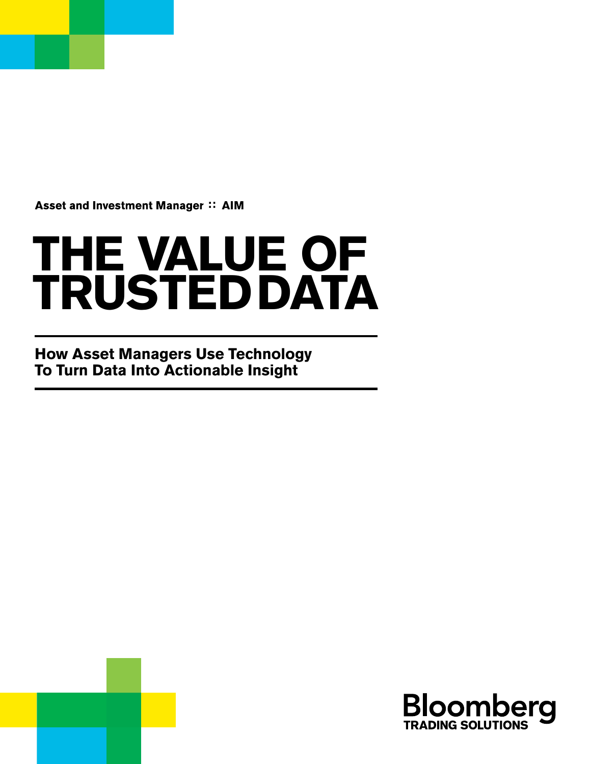Asset and Investment Manager :: AIM

# THE VALUE OF TRUSTED DATA

## How Asset Managers Use Technology To Turn Data Into Actionable Insight

Bloomberg
TRADING SOLUTIONS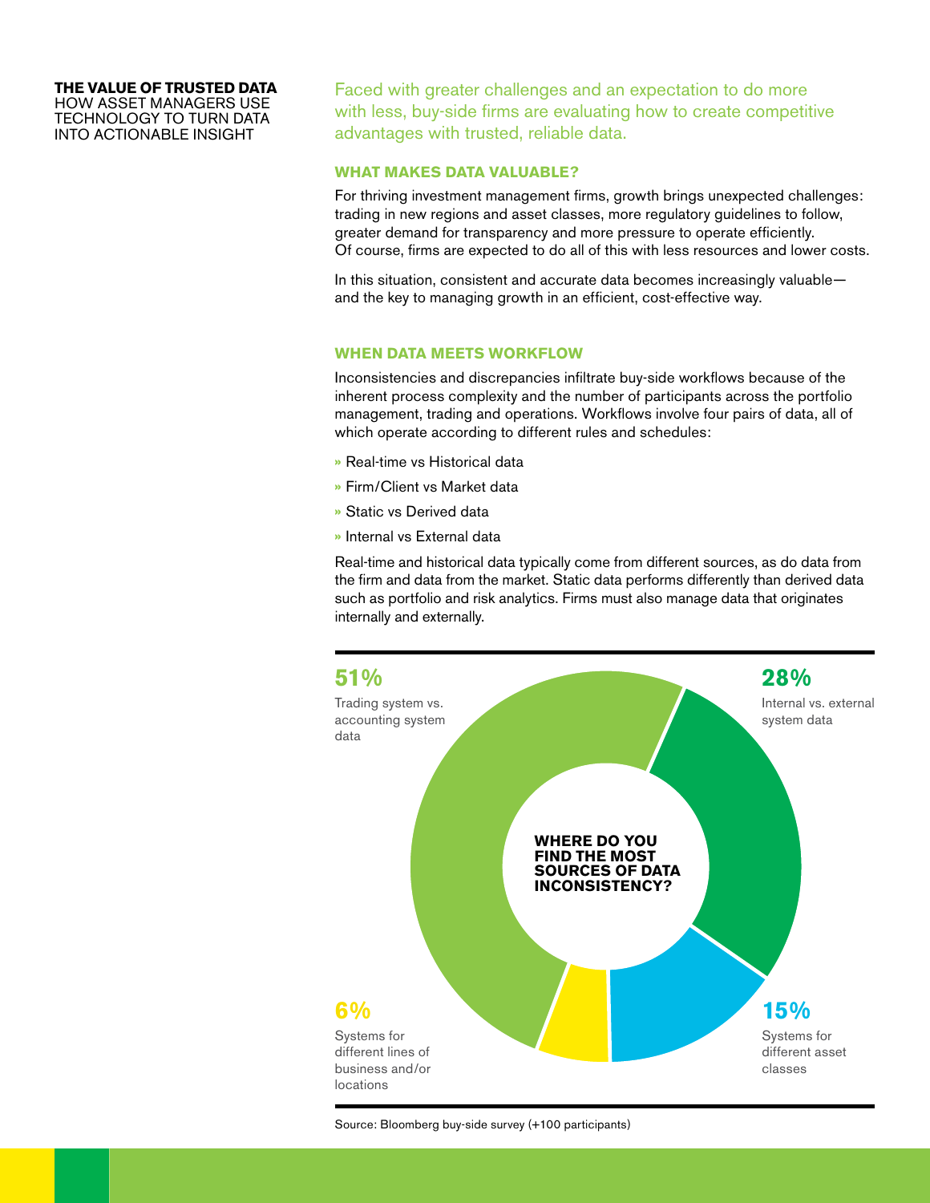**THE VALUE OF TRUSTED DATA**
HOW ASSET MANAGERS USE TECHNOLOGY TO TURN DATA INTO ACTIONABLE INSIGHT

Faced with greater challenges and an expectation to do more with less, buy-side firms are evaluating how to create competitive advantages with trusted, reliable data.

### WHAT MAKES DATA VALUABLE?

For thriving investment management firms, growth brings unexpected challenges: trading in new regions and asset classes, more regulatory guidelines to follow, greater demand for transparency and more pressure to operate efficiently. Of course, firms are expected to do all of this with less resources and lower costs.

In this situation, consistent and accurate data becomes increasingly valuable—and the key to managing growth in an efficient, cost-effective way.

### WHEN DATA MEETS WORKFLOW

Inconsistencies and discrepancies infiltrate buy-side workflows because of the inherent process complexity and the number of participants across the portfolio management, trading and operations. Workflows involve four pairs of data, all of which operate according to different rules and schedules:

- Real-time vs Historical data
- Firm/Client vs Market data
- Static vs Derived data
- Internal vs External data

Real-time and historical data typically come from different sources, as do data from the firm and data from the market. Static data performs differently than derived data such as portfolio and risk analytics. Firms must also manage data that originates internally and externally.

**WHERE DO YOU FIND THE MOST SOURCES OF DATA INCONSISTENCY?**

| Share | Source |
|---|---|
| 51% | Trading system vs. accounting system data |
| 28% | Internal vs. external system data |
| 15% | Systems for different asset classes |
| 6% | Systems for different lines of business and/or locations |

Source: Bloomberg buy-side survey (+100 participants)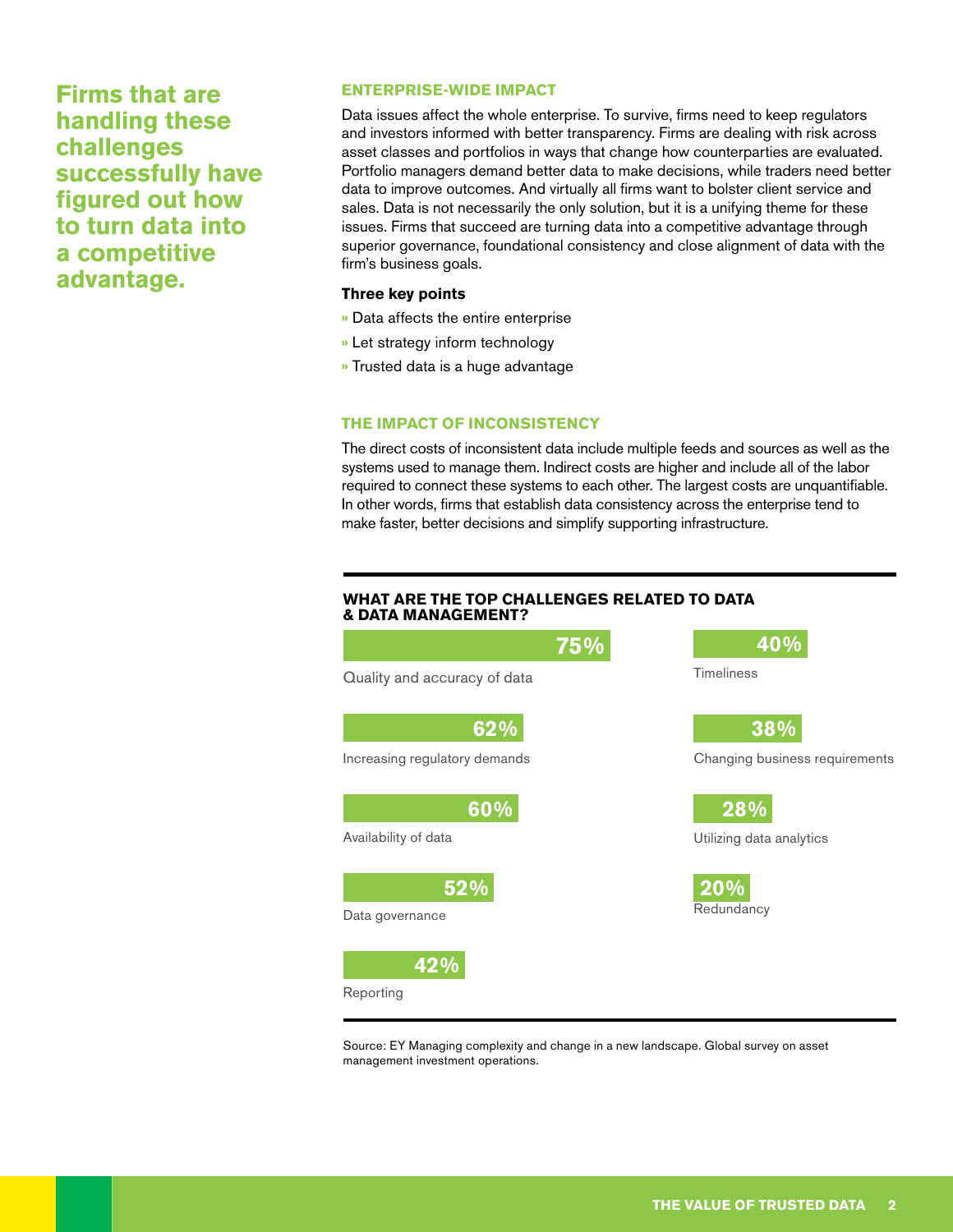**Firms that are handling these challenges successfully have figured out how to turn data into a competitive advantage.**

## ENTERPRISE-WIDE IMPACT

Data issues affect the whole enterprise. To survive, firms need to keep regulators and investors informed with better transparency. Firms are dealing with risk across asset classes and portfolios in ways that change how counterparties are evaluated. Portfolio managers demand better data to make decisions, while traders need better data to improve outcomes. And virtually all firms want to bolster client service and sales. Data is not necessarily the only solution, but it is a unifying theme for these issues. Firms that succeed are turning data into a competitive advantage through superior governance, foundational consistency and close alignment of data with the firm's business goals.

**Three key points**

- » Data affects the entire enterprise
- » Let strategy inform technology
- » Trusted data is a huge advantage

## THE IMPACT OF INCONSISTENCY

The direct costs of inconsistent data include multiple feeds and sources as well as the systems used to manage them. Indirect costs are higher and include all of the labor required to connect these systems to each other. The largest costs are unquantifiable. In other words, firms that establish data consistency across the enterprise tend to make faster, better decisions and simplify supporting infrastructure.

### WHAT ARE THE TOP CHALLENGES RELATED TO DATA & DATA MANAGEMENT?

| Challenge | % |
|---|---|
| Quality and accuracy of data | 75% |
| Increasing regulatory demands | 62% |
| Availability of data | 60% |
| Data governance | 52% |
| Reporting | 42% |
| Timeliness | 40% |
| Changing business requirements | 38% |
| Utilizing data analytics | 28% |
| Redundancy | 20% |

Source: EY Managing complexity and change in a new landscape. Global survey on asset management investment operations.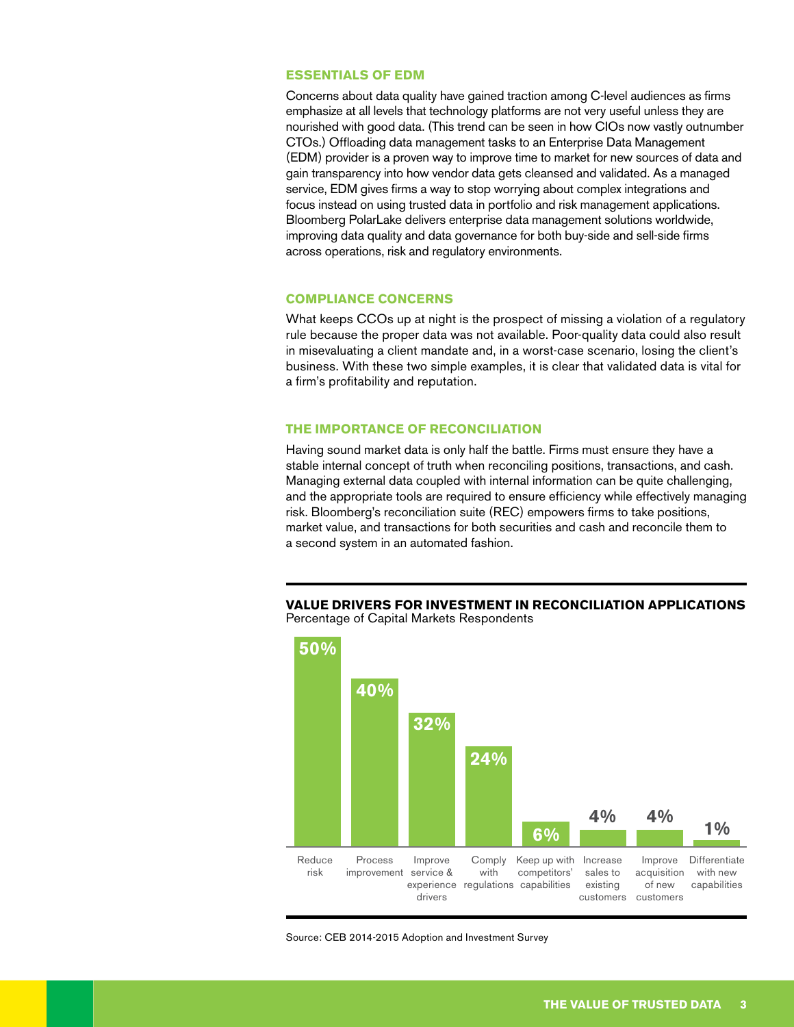## ESSENTIALS OF EDM

Concerns about data quality have gained traction among C-level audiences as firms emphasize at all levels that technology platforms are not very useful unless they are nourished with good data. (This trend can be seen in how CIOs now vastly outnumber CTOs.) Offloading data management tasks to an Enterprise Data Management (EDM) provider is a proven way to improve time to market for new sources of data and gain transparency into how vendor data gets cleansed and validated. As a managed service, EDM gives firms a way to stop worrying about complex integrations and focus instead on using trusted data in portfolio and risk management applications. Bloomberg PolarLake delivers enterprise data management solutions worldwide, improving data quality and data governance for both buy-side and sell-side firms across operations, risk and regulatory environments.

## COMPLIANCE CONCERNS

What keeps CCOs up at night is the prospect of missing a violation of a regulatory rule because the proper data was not available. Poor-quality data could also result in misevaluating a client mandate and, in a worst-case scenario, losing the client's business. With these two simple examples, it is clear that validated data is vital for a firm's profitability and reputation.

## THE IMPORTANCE OF RECONCILIATION

Having sound market data is only half the battle. Firms must ensure they have a stable internal concept of truth when reconciling positions, transactions, and cash. Managing external data coupled with internal information can be quite challenging, and the appropriate tools are required to ensure efficiency while effectively managing risk. Bloomberg's reconciliation suite (REC) empowers firms to take positions, market value, and transactions for both securities and cash and reconcile them to a second system in an automated fashion.

**VALUE DRIVERS FOR INVESTMENT IN RECONCILIATION APPLICATIONS**
Percentage of Capital Markets Respondents

| Value driver | Percentage |
|---|---|
| Reduce risk | 50% |
| Process improvement | 40% |
| Improve service & experience drivers | 32% |
| Comply with regulations | 24% |
| Keep up with competitors' capabilities | 6% |
| Increase sales to existing customers | 4% |
| Improve acquisition of new customers | 4% |
| Differentiate with new capabilities | 1% |

Source: CEB 2014-2015 Adoption and Investment Survey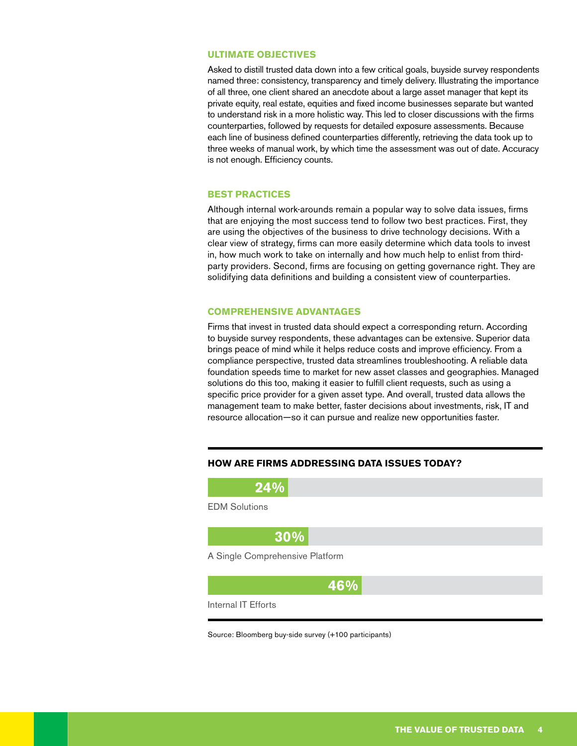## ULTIMATE OBJECTIVES

Asked to distill trusted data down into a few critical goals, buyside survey respondents named three: consistency, transparency and timely delivery. Illustrating the importance of all three, one client shared an anecdote about a large asset manager that kept its private equity, real estate, equities and fixed income businesses separate but wanted to understand risk in a more holistic way. This led to closer discussions with the firms counterparties, followed by requests for detailed exposure assessments. Because each line of business defined counterparties differently, retrieving the data took up to three weeks of manual work, by which time the assessment was out of date. Accuracy is not enough. Efficiency counts.

## BEST PRACTICES

Although internal work-arounds remain a popular way to solve data issues, firms that are enjoying the most success tend to follow two best practices. First, they are using the objectives of the business to drive technology decisions. With a clear view of strategy, firms can more easily determine which data tools to invest in, how much work to take on internally and how much help to enlist from third-party providers. Second, firms are focusing on getting governance right. They are solidifying data definitions and building a consistent view of counterparties.

## COMPREHENSIVE ADVANTAGES

Firms that invest in trusted data should expect a corresponding return. According to buyside survey respondents, these advantages can be extensive. Superior data brings peace of mind while it helps reduce costs and improve efficiency. From a compliance perspective, trusted data streamlines troubleshooting. A reliable data foundation speeds time to market for new asset classes and geographies. Managed solutions do this too, making it easier to fulfill client requests, such as using a specific price provider for a given asset type. And overall, trusted data allows the management team to make better, faster decisions about investments, risk, IT and resource allocation—so it can pursue and realize new opportunities faster.

### HOW ARE FIRMS ADDRESSING DATA ISSUES TODAY?

| Approach | Percentage |
|---|---|
| EDM Solutions | 24% |
| A Single Comprehensive Platform | 30% |
| Internal IT Efforts | 46% |

Source: Bloomberg buy-side survey (+100 participants)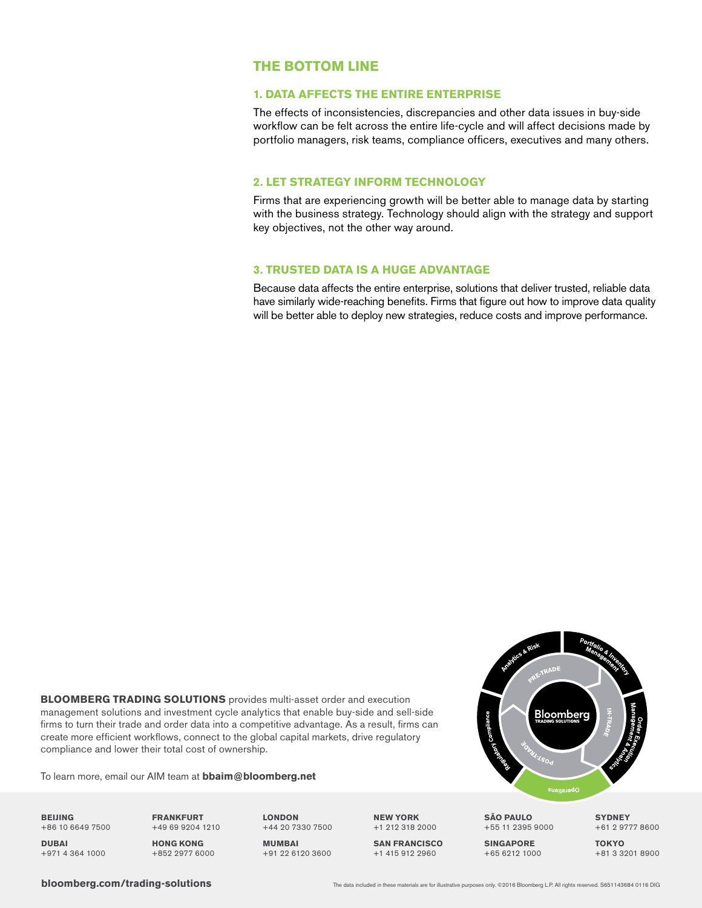## THE BOTTOM LINE

### 1. DATA AFFECTS THE ENTIRE ENTERPRISE

The effects of inconsistencies, discrepancies and other data issues in buy-side workflow can be felt across the entire life-cycle and will affect decisions made by portfolio managers, risk teams, compliance officers, executives and many others.

### 2. LET STRATEGY INFORM TECHNOLOGY

Firms that are experiencing growth will be better able to manage data by starting with the business strategy. Technology should align with the strategy and support key objectives, not the other way around.

### 3. TRUSTED DATA IS A HUGE ADVANTAGE

Because data affects the entire enterprise, solutions that deliver trusted, reliable data have similarly wide-reaching benefits. Firms that figure out how to improve data quality will be better able to deploy new strategies, reduce costs and improve performance.

Analytics & Risk
Portfolio & Inventory Management
Order Execution Management & Analytics
Operations
Regulatory Compliance
PRE-TRADE
IN-TRADE
POST-TRADE
Bloomberg TRADING SOLUTIONS

**BLOOMBERG TRADING SOLUTIONS** provides multi-asset order and execution management solutions and investment cycle analytics that enable buy-side and sell-side firms to turn their trade and order data into a competitive advantage. As a result, firms can create more efficient workflows, connect to the global capital markets, drive regulatory compliance and lower their total cost of ownership.

To learn more, email our AIM team at **bbaim@bloomberg.net**

**BEIJING** +86 10 6649 7500
**DUBAI** +971 4 364 1000
**FRANKFURT** +49 69 9204 1210
**HONG KONG** +852 2977 6000
**LONDON** +44 20 7330 7500
**MUMBAI** +91 22 6120 3600
**NEW YORK** +1 212 318 2000
**SAN FRANCISCO** +1 415 912 2960
**SÃO PAULO** +55 11 2395 9000
**SINGAPORE** +65 6212 1000
**SYDNEY** +61 2 9777 8600
**TOKYO** +81 3 3201 8900

**bloomberg.com/trading-solutions**

The data included in these materials are for illustrative purposes only. ©2016 Bloomberg L.P. All rights reserved. S651143684 0116 DIG